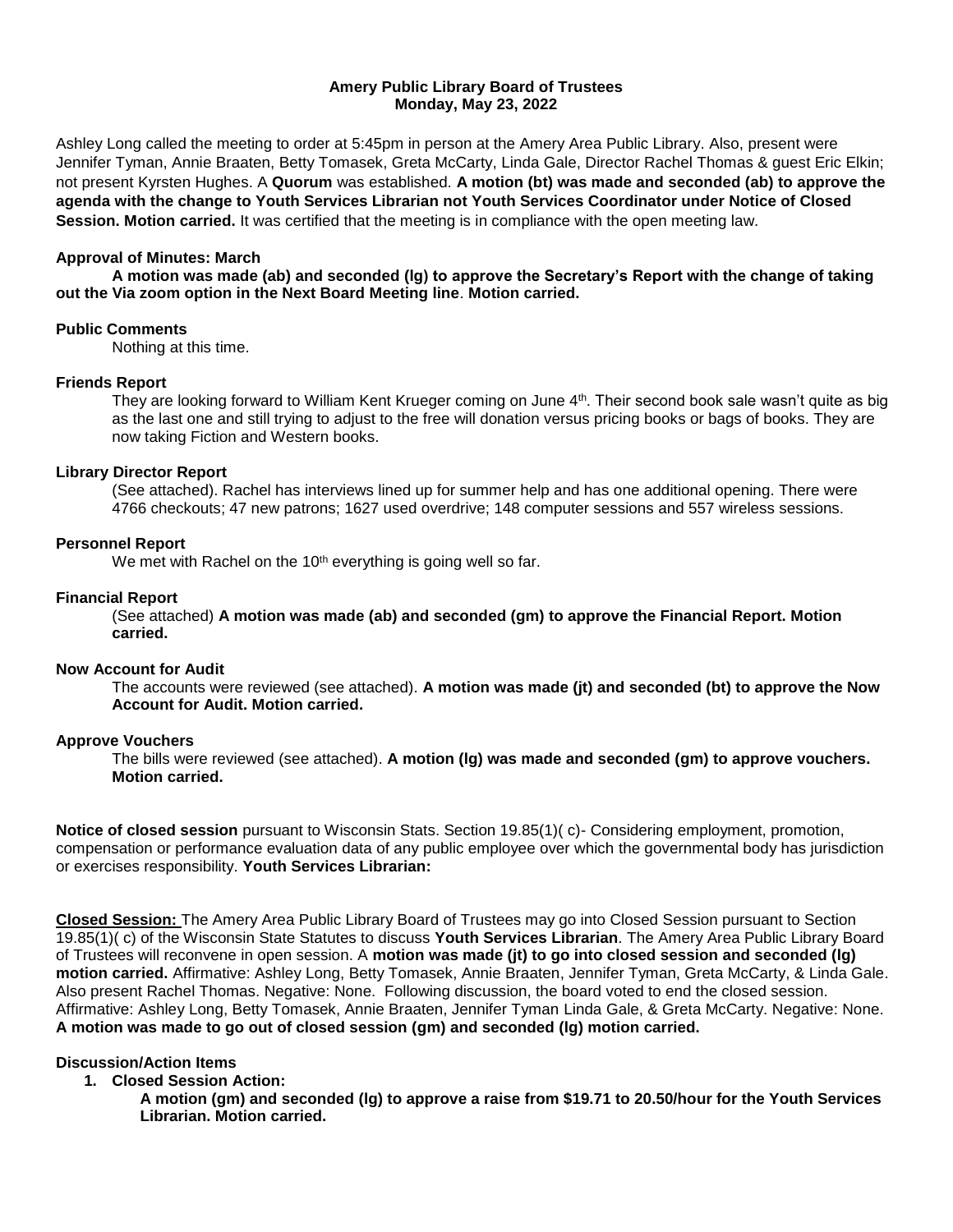# Amery Public Library Board of Trustees
## Monday, May 23, 2022

Ashley Long called the meeting to order at 5:45pm in person at the Amery Area Public Library. Also, present were Jennifer Tyman, Annie Braaten, Betty Tomasek, Greta McCarty, Linda Gale, Director Rachel Thomas & guest Eric Elkin; not present Kyrsten Hughes. A **Quorum** was established. **A motion (bt) was made and seconded (ab) to approve the agenda with the change to Youth Services Librarian not Youth Services Coordinator under Notice of Closed Session. Motion carried.** It was certified that the meeting is in compliance with the open meeting law.

**Approval of Minutes: March**

**A motion was made (ab) and seconded (lg) to approve the Secretary's Report with the change of taking out the Via zoom option in the Next Board Meeting line**. **Motion carried.**

**Public Comments**

Nothing at this time.

**Friends Report**

They are looking forward to William Kent Krueger coming on June 4th. Their second book sale wasn't quite as big as the last one and still trying to adjust to the free will donation versus pricing books or bags of books. They are now taking Fiction and Western books.

**Library Director Report**

(See attached). Rachel has interviews lined up for summer help and has one additional opening. There were 4766 checkouts; 47 new patrons; 1627 used overdrive; 148 computer sessions and 557 wireless sessions.

**Personnel Report**

We met with Rachel on the 10th everything is going well so far.

**Financial Report**

(See attached) **A motion was made (ab) and seconded (gm) to approve the Financial Report. Motion carried.**

**Now Account for Audit**

The accounts were reviewed (see attached). **A motion was made (jt) and seconded (bt) to approve the Now Account for Audit. Motion carried.**

**Approve Vouchers**

The bills were reviewed (see attached). **A motion (lg) was made and seconded (gm) to approve vouchers. Motion carried.**

**Notice of closed session** pursuant to Wisconsin Stats. Section 19.85(1)( c)- Considering employment, promotion, compensation or performance evaluation data of any public employee over which the governmental body has jurisdiction or exercises responsibility. **Youth Services Librarian:**

**Closed Session:** The Amery Area Public Library Board of Trustees may go into Closed Session pursuant to Section 19.85(1)( c) of the Wisconsin State Statutes to discuss **Youth Services Librarian**. The Amery Area Public Library Board of Trustees will reconvene in open session. A **motion was made (jt) to go into closed session and seconded (lg) motion carried.** Affirmative: Ashley Long, Betty Tomasek, Annie Braaten, Jennifer Tyman, Greta McCarty, & Linda Gale. Also present Rachel Thomas. Negative: None. Following discussion, the board voted to end the closed session. Affirmative: Ashley Long, Betty Tomasek, Annie Braaten, Jennifer Tyman Linda Gale, & Greta McCarty. Negative: None. **A motion was made to go out of closed session (gm) and seconded (lg) motion carried.**

**Discussion/Action Items**

1. **Closed Session Action:**

   **A motion (gm) and seconded (lg) to approve a raise from $19.71 to 20.50/hour for the Youth Services Librarian. Motion carried.**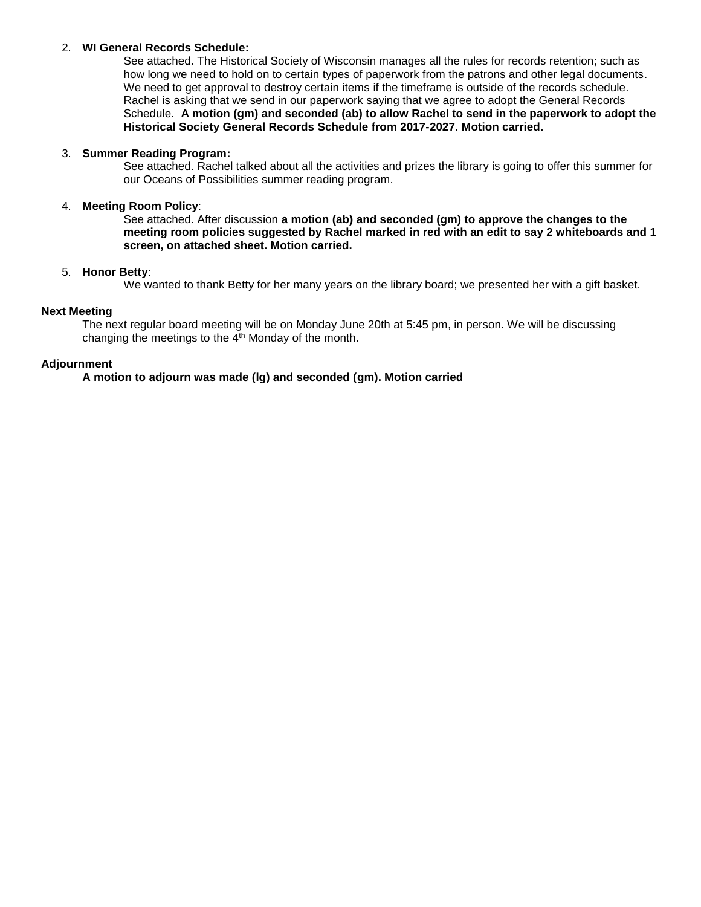2. **WI General Records Schedule:**

   See attached. The Historical Society of Wisconsin manages all the rules for records retention; such as how long we need to hold on to certain types of paperwork from the patrons and other legal documents. We need to get approval to destroy certain items if the timeframe is outside of the records schedule. Rachel is asking that we send in our paperwork saying that we agree to adopt the General Records Schedule. **A motion (gm) and seconded (ab) to allow Rachel to send in the paperwork to adopt the Historical Society General Records Schedule from 2017-2027. Motion carried.**

3. **Summer Reading Program:**

   See attached. Rachel talked about all the activities and prizes the library is going to offer this summer for our Oceans of Possibilities summer reading program.

4. **Meeting Room Policy**:

   See attached. After discussion **a motion (ab) and seconded (gm) to approve the changes to the meeting room policies suggested by Rachel marked in red with an edit to say 2 whiteboards and 1 screen, on attached sheet. Motion carried.**

5. **Honor Betty**:

   We wanted to thank Betty for her many years on the library board; we presented her with a gift basket.

**Next Meeting**

The next regular board meeting will be on Monday June 20th at 5:45 pm, in person. We will be discussing changing the meetings to the 4th Monday of the month.

**Adjournment**

**A motion to adjourn was made (lg) and seconded (gm). Motion carried**